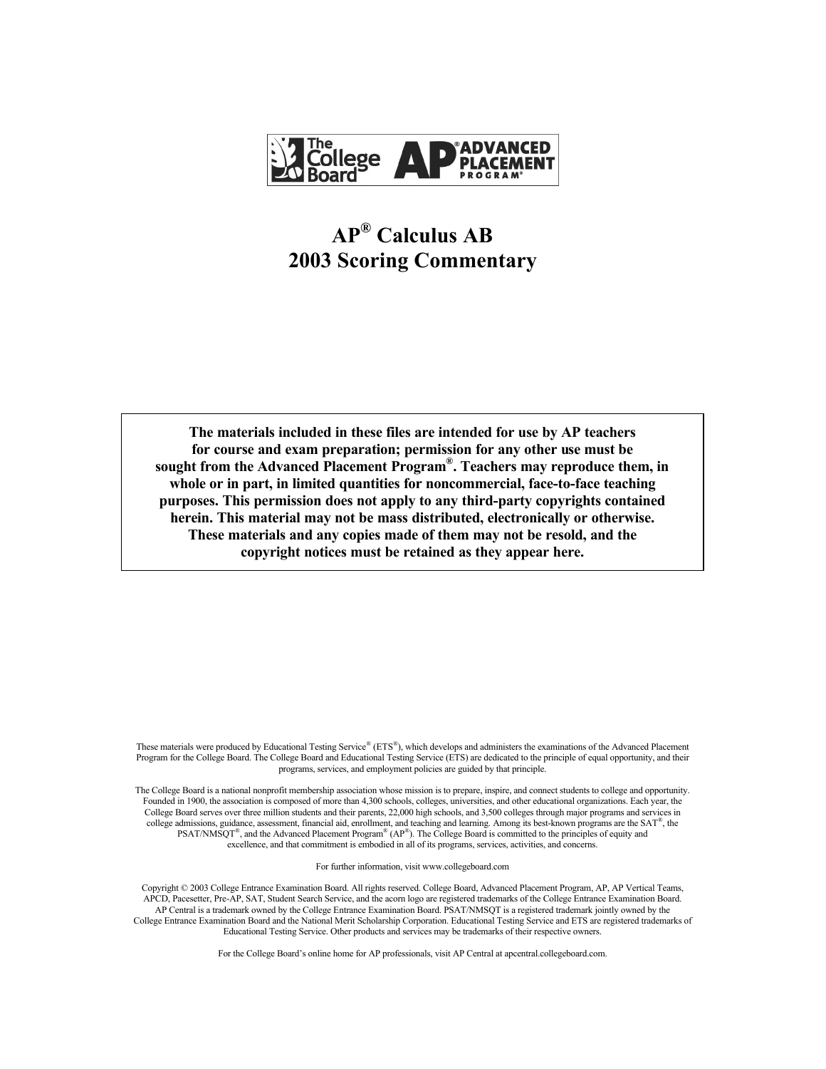# AP® Calculus AB 2003 Scoring Commentary

**The materials included in these files are intended for use by AP teachers for course and exam preparation; permission for any other use must be sought from the Advanced Placement Program®. Teachers may reproduce them, in whole or in part, in limited quantities for noncommercial, face-to-face teaching purposes. This permission does not apply to any third-party copyrights contained herein. This material may not be mass distributed, electronically or otherwise. These materials and any copies made of them may not be resold, and the copyright notices must be retained as they appear here.**

These materials were produced by Educational Testing Service® (ETS®), which develops and administers the examinations of the Advanced Placement Program for the College Board. The College Board and Educational Testing Service (ETS) are dedicated to the principle of equal opportunity, and their programs, services, and employment policies are guided by that principle.

The College Board is a national nonprofit membership association whose mission is to prepare, inspire, and connect students to college and opportunity. Founded in 1900, the association is composed of more than 4,300 schools, colleges, universities, and other educational organizations. Each year, the College Board serves over three million students and their parents, 22,000 high schools, and 3,500 colleges through major programs and services in college admissions, guidance, assessment, financial aid, enrollment, and teaching and learning. Among its best-known programs are the SAT®, the PSAT/NMSQT®, and the Advanced Placement Program® (AP®). The College Board is committed to the principles of equity and excellence, and that commitment is embodied in all of its programs, services, activities, and concerns.

For further information, visit www.collegeboard.com

Copyright © 2003 College Entrance Examination Board. All rights reserved. College Board, Advanced Placement Program, AP, AP Vertical Teams, APCD, Pacesetter, Pre-AP, SAT, Student Search Service, and the acorn logo are registered trademarks of the College Entrance Examination Board. AP Central is a trademark owned by the College Entrance Examination Board. PSAT/NMSQT is a registered trademark jointly owned by the College Entrance Examination Board and the National Merit Scholarship Corporation. Educational Testing Service and ETS are registered trademarks of Educational Testing Service. Other products and services may be trademarks of their respective owners.

For the College Board's online home for AP professionals, visit AP Central at apcentral.collegeboard.com.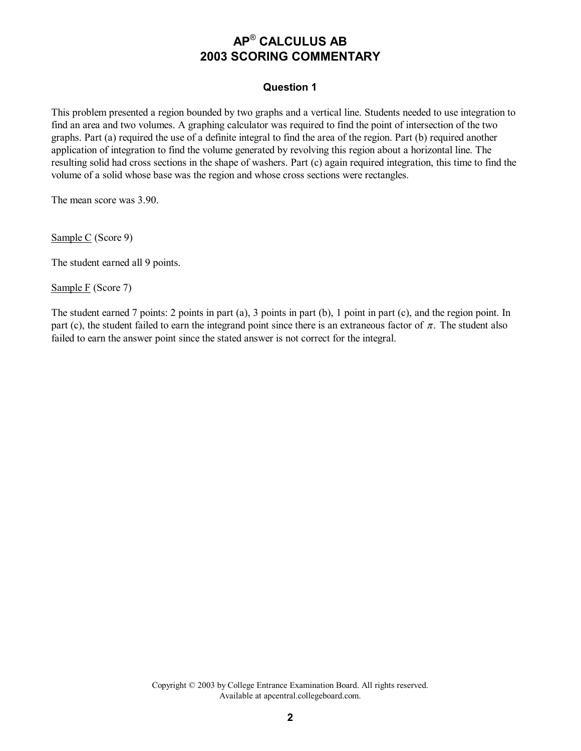# AP® CALCULUS AB
# 2003 SCORING COMMENTARY

### Question 1

This problem presented a region bounded by two graphs and a vertical line. Students needed to use integration to find an area and two volumes. A graphing calculator was required to find the point of intersection of the two graphs. Part (a) required the use of a definite integral to find the area of the region. Part (b) required another application of integration to find the volume generated by revolving this region about a horizontal line. The resulting solid had cross sections in the shape of washers. Part (c) again required integration, this time to find the volume of a solid whose base was the region and whose cross sections were rectangles.

The mean score was 3.90.

<u>Sample C</u> (Score 9)

The student earned all 9 points.

<u>Sample F</u> (Score 7)

The student earned 7 points: 2 points in part (a), 3 points in part (b), 1 point in part (c), and the region point. In part (c), the student failed to earn the integrand point since there is an extraneous factor of $\pi$. The student also failed to earn the answer point since the stated answer is not correct for the integral.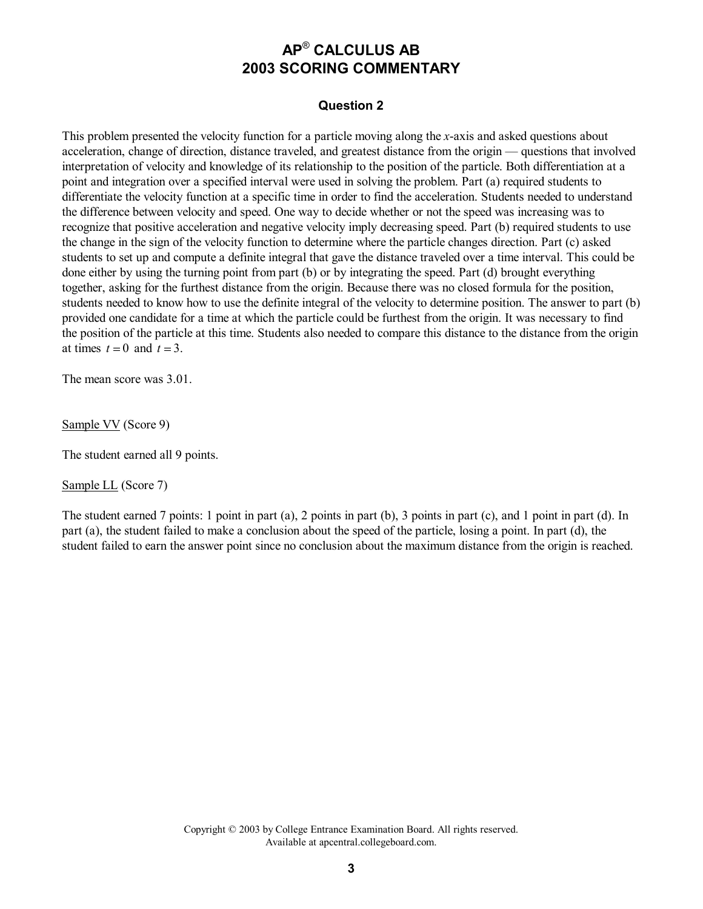# AP® CALCULUS AB
# 2003 SCORING COMMENTARY

### Question 2

This problem presented the velocity function for a particle moving along the *x*-axis and asked questions about acceleration, change of direction, distance traveled, and greatest distance from the origin — questions that involved interpretation of velocity and knowledge of its relationship to the position of the particle. Both differentiation at a point and integration over a specified interval were used in solving the problem. Part (a) required students to differentiate the velocity function at a specific time in order to find the acceleration. Students needed to understand the difference between velocity and speed. One way to decide whether or not the speed was increasing was to recognize that positive acceleration and negative velocity imply decreasing speed. Part (b) required students to use the change in the sign of the velocity function to determine where the particle changes direction. Part (c) asked students to set up and compute a definite integral that gave the distance traveled over a time interval. This could be done either by using the turning point from part (b) or by integrating the speed. Part (d) brought everything together, asking for the furthest distance from the origin. Because there was no closed formula for the position, students needed to know how to use the definite integral of the velocity to determine position. The answer to part (b) provided one candidate for a time at which the particle could be furthest from the origin. It was necessary to find the position of the particle at this time. Students also needed to compare this distance to the distance from the origin at times $t = 0$ and $t = 3$.

The mean score was 3.01.

Sample VV (Score 9)

The student earned all 9 points.

Sample LL (Score 7)

The student earned 7 points: 1 point in part (a), 2 points in part (b), 3 points in part (c), and 1 point in part (d). In part (a), the student failed to make a conclusion about the speed of the particle, losing a point. In part (d), the student failed to earn the answer point since no conclusion about the maximum distance from the origin is reached.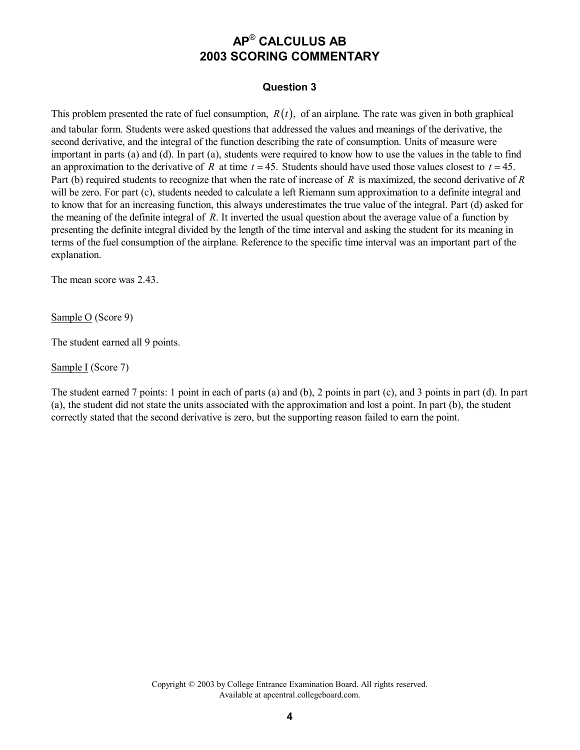# AP® CALCULUS AB
# 2003 SCORING COMMENTARY

### Question 3

This problem presented the rate of fuel consumption, $R(t)$, of an airplane. The rate was given in both graphical and tabular form. Students were asked questions that addressed the values and meanings of the derivative, the second derivative, and the integral of the function describing the rate of consumption. Units of measure were important in parts (a) and (d). In part (a), students were required to know how to use the values in the table to find an approximation to the derivative of $R$ at time $t = 45$. Students should have used those values closest to $t = 45$. Part (b) required students to recognize that when the rate of increase of $R$ is maximized, the second derivative of $R$ will be zero. For part (c), students needed to calculate a left Riemann sum approximation to a definite integral and to know that for an increasing function, this always underestimates the true value of the integral. Part (d) asked for the meaning of the definite integral of $R$. It inverted the usual question about the average value of a function by presenting the definite integral divided by the length of the time interval and asking the student for its meaning in terms of the fuel consumption of the airplane. Reference to the specific time interval was an important part of the explanation.

The mean score was 2.43.

Sample O (Score 9)

The student earned all 9 points.

Sample I (Score 7)

The student earned 7 points: 1 point in each of parts (a) and (b), 2 points in part (c), and 3 points in part (d). In part (a), the student did not state the units associated with the approximation and lost a point. In part (b), the student correctly stated that the second derivative is zero, but the supporting reason failed to earn the point.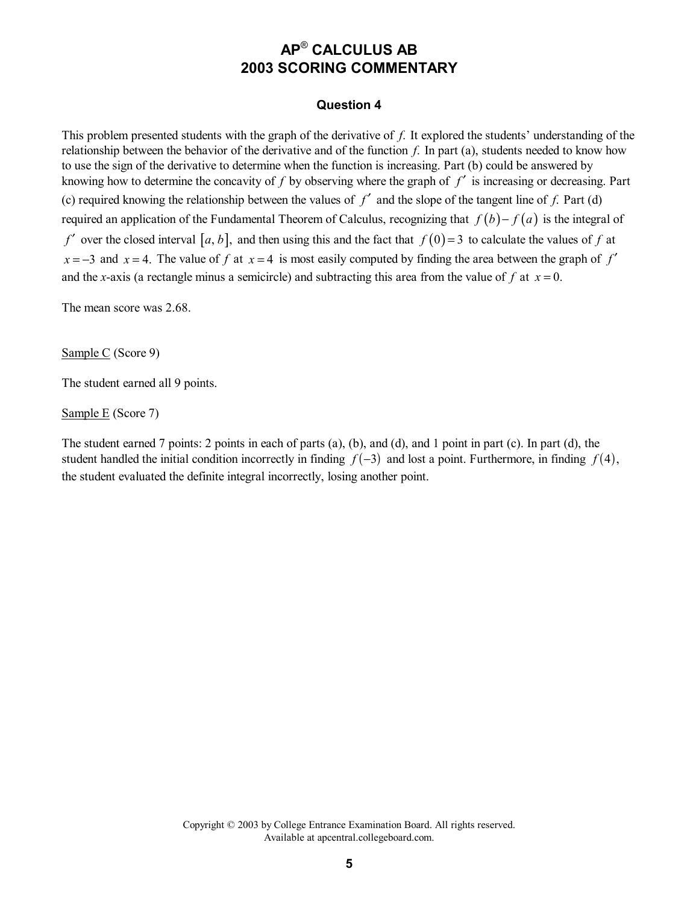# AP® CALCULUS AB
# 2003 SCORING COMMENTARY

### Question 4

This problem presented students with the graph of the derivative of $f$. It explored the students' understanding of the relationship between the behavior of the derivative and of the function $f$. In part (a), students needed to know how to use the sign of the derivative to determine when the function is increasing. Part (b) could be answered by knowing how to determine the concavity of $f$ by observing where the graph of $f'$ is increasing or decreasing. Part (c) required knowing the relationship between the values of $f'$ and the slope of the tangent line of $f$. Part (d) required an application of the Fundamental Theorem of Calculus, recognizing that $f(b) - f(a)$ is the integral of $f'$ over the closed interval $[a, b]$, and then using this and the fact that $f(0) = 3$ to calculate the values of $f$ at $x = -3$ and $x = 4$. The value of $f$ at $x = 4$ is most easily computed by finding the area between the graph of $f'$ and the $x$-axis (a rectangle minus a semicircle) and subtracting this area from the value of $f$ at $x = 0$.

The mean score was 2.68.

Sample C (Score 9)

The student earned all 9 points.

Sample E (Score 7)

The student earned 7 points: 2 points in each of parts (a), (b), and (d), and 1 point in part (c). In part (d), the student handled the initial condition incorrectly in finding $f(-3)$ and lost a point. Furthermore, in finding $f(4)$, the student evaluated the definite integral incorrectly, losing another point.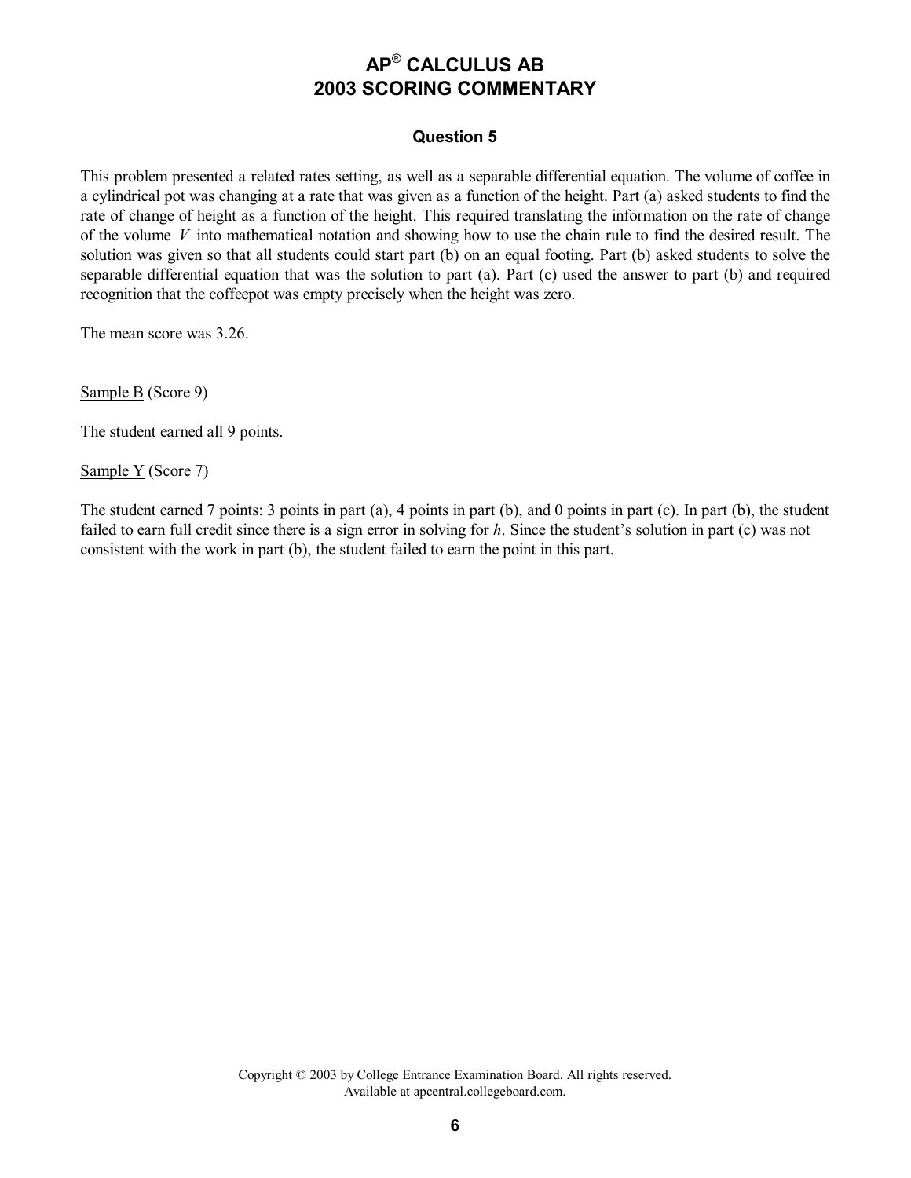# AP® CALCULUS AB
# 2003 SCORING COMMENTARY

### Question 5

This problem presented a related rates setting, as well as a separable differential equation. The volume of coffee in a cylindrical pot was changing at a rate that was given as a function of the height. Part (a) asked students to find the rate of change of height as a function of the height. This required translating the information on the rate of change of the volume $V$ into mathematical notation and showing how to use the chain rule to find the desired result. The solution was given so that all students could start part (b) on an equal footing. Part (b) asked students to solve the separable differential equation that was the solution to part (a). Part (c) used the answer to part (b) and required recognition that the coffeepot was empty precisely when the height was zero.

The mean score was 3.26.

<u>Sample B</u> (Score 9)

The student earned all 9 points.

<u>Sample Y</u> (Score 7)

The student earned 7 points: 3 points in part (a), 4 points in part (b), and 0 points in part (c). In part (b), the student failed to earn full credit since there is a sign error in solving for $h$. Since the student's solution in part (c) was not consistent with the work in part (b), the student failed to earn the point in this part.

Copyright © 2003 by College Entrance Examination Board. All rights reserved.
Available at apcentral.collegeboard.com.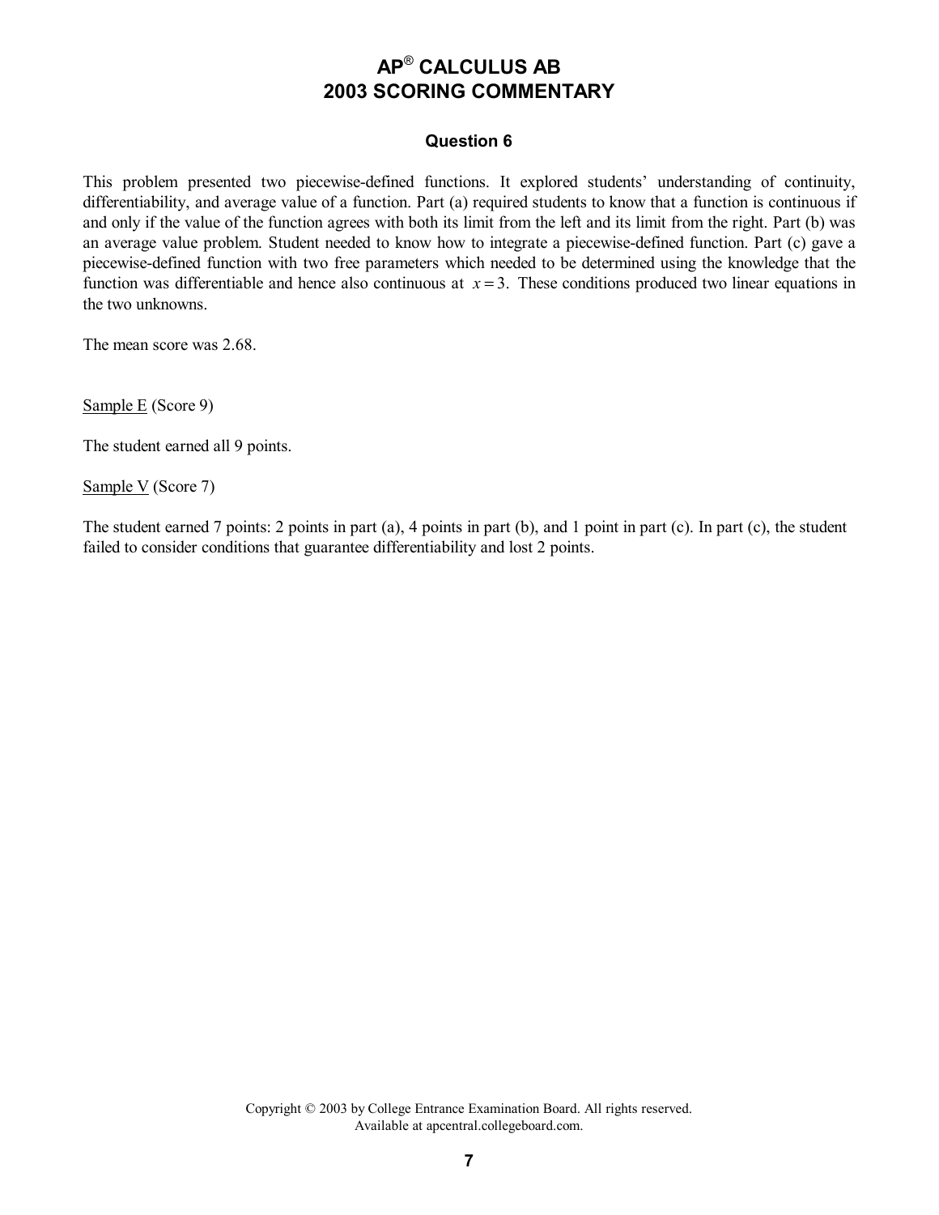# AP® CALCULUS AB
# 2003 SCORING COMMENTARY

### Question 6

This problem presented two piecewise-defined functions. It explored students' understanding of continuity, differentiability, and average value of a function. Part (a) required students to know that a function is continuous if and only if the value of the function agrees with both its limit from the left and its limit from the right. Part (b) was an average value problem. Student needed to know how to integrate a piecewise-defined function. Part (c) gave a piecewise-defined function with two free parameters which needed to be determined using the knowledge that the function was differentiable and hence also continuous at $x = 3$. These conditions produced two linear equations in the two unknowns.

The mean score was 2.68.

Sample E (Score 9)

The student earned all 9 points.

Sample V (Score 7)

The student earned 7 points: 2 points in part (a), 4 points in part (b), and 1 point in part (c). In part (c), the student failed to consider conditions that guarantee differentiability and lost 2 points.

Copyright © 2003 by College Entrance Examination Board. All rights reserved.
Available at apcentral.collegeboard.com.